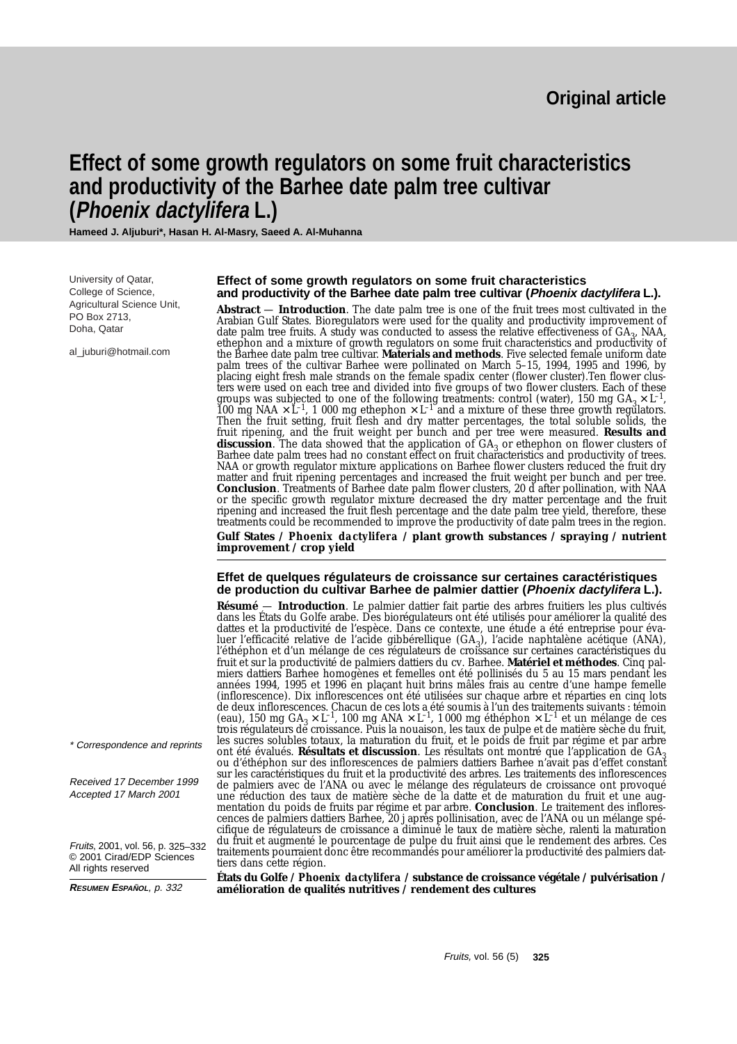Original article

# Effect of some growth regulators on some fruit characteristics and productivity of the Barhee date palm tree cultivar (*Phoenix dactylifera* L.)

**Hameed J. Aljuburi\*, Hasan H. Al-Masry, Saeed A. Al-Muhanna**

University of Qatar,
College of Science,
Agricultural Science Unit,
PO Box 2713,
Doha, Qatar

al_juburi@hotmail.com

### Effect of some growth regulators on some fruit characteristics and productivity of the Barhee date palm tree cultivar (*Phoenix dactylifera* L.).

**Abstract** — **Introduction**. The date palm tree is one of the fruit trees most cultivated in the Arabian Gulf States. Bioregulators were used for the quality and productivity improvement of date palm tree fruits. A study was conducted to assess the relative effectiveness of $GA_3$, NAA, ethephon and a mixture of growth regulators on some fruit characteristics and productivity of the Barhee date palm tree cultivar. **Materials and methods**. Five selected female uniform date palm trees of the cultivar Barhee were pollinated on March 5–15, 1994, 1995 and 1996, by placing eight fresh male strands on the female spadix center (flower cluster).Ten flower clusters were used on each tree and divided into five groups of two flower clusters. Each of these groups was subjected to one of the following treatments: control (water), 150 mg $GA_3 \times L^{-1}$, 100 mg NAA $\times L^{-1}$, 1 000 mg ethephon $\times L^{-1}$ and a mixture of these three growth regulators. Then the fruit setting, fruit flesh and dry matter percentages, the total soluble solids, the fruit ripening, and the fruit weight per bunch and per tree were measured. **Results and discussion**. The data showed that the application of $GA_3$ or ethephon on flower clusters of Barhee date palm trees had no constant effect on fruit characteristics and productivity of trees. NAA or growth regulator mixture applications on Barhee flower clusters reduced the fruit dry matter and fruit ripening percentages and increased the fruit weight per bunch and per tree. **Conclusion**. Treatments of Barhee date palm flower clusters, 20 d after pollination, with NAA or the specific growth regulator mixture decreased the dry matter percentage and the fruit ripening and increased the fruit flesh percentage and the date palm tree yield, therefore, these treatments could be recommended to improve the productivity of date palm trees in the region.

**Gulf States / *Phoenix dactylifera* / plant growth substances / spraying / nutrient improvement / crop yield**

### Effet de quelques régulateurs de croissance sur certaines caractéristiques de production du cultivar Barhee de palmier dattier (*Phoenix dactylifera* L.).

**Résumé** — **Introduction**. Le palmier dattier fait partie des arbres fruitiers les plus cultivés dans les États du Golfe arabe. Des biorégulateurs ont été utilisés pour améliorer la qualité des dattes et la productivité de l'espèce. Dans ce contexte, une étude a été entreprise pour évaluer l'efficacité relative de l'acide gibbérellique ($GA_3$), l'acide naphtalène acétique (ANA), l'éthéphon et d'un mélange de ces régulateurs de croissance sur certaines caractéristiques du fruit et sur la productivité de palmiers dattiers du cv. Barhee. **Matériel et méthodes**. Cinq palmiers dattiers Barhee homogènes et femelles ont été pollinisés du 5 au 15 mars pendant les années 1994, 1995 et 1996 en plaçant huit brins mâles frais au centre d'une hampe femelle (inflorescence). Dix inflorescences ont été utilisées sur chaque arbre et réparties en cinq lots de deux inflorescences. Chacun de ces lots a été soumis à l'un des traitements suivants : témoin (eau), 150 mg $GA_3 \times L^{-1}$, 100 mg ANA $\times L^{-1}$, 1 000 mg éthéphon $\times L^{-1}$ et un mélange de ces trois régulateurs de croissance. Puis la nouaison, les taux de pulpe et de matière sèche du fruit, les sucres solubles totaux, la maturation du fruit, et le poids de fruit par régime et par arbre ont été évalués. **Résultats et discussion**. Les résultats ont montré que l'application de $GA_3$ ou d'éthéphon sur des inflorescences de palmiers dattiers Barhee n'avait pas d'effet constant sur les caractéristiques du fruit et la productivité des arbres. Les traitements des inflorescences de palmiers avec de l'ANA ou avec le mélange des régulateurs de croissance ont provoqué une réduction des taux de matière sèche de la datte et de maturation du fruit et une augmentation du poids de fruits par régime et par arbre. **Conclusion**. Le traitement des inflorescences de palmiers dattiers Barhee, 20 j après pollinisation, avec de l'ANA ou un mélange spécifique de régulateurs de croissance a diminué le taux de matière sèche, ralenti la maturation du fruit et augmenté le pourcentage de pulpe du fruit ainsi que le rendement des arbres. Ces traitements pourraient donc être recommandés pour améliorer la productivité des palmiers dattiers dans cette région.

**États du Golfe / *Phoenix dactylifera* / substance de croissance végétale / pulvérisation / amélioration de qualités nutritives / rendement des cultures**

\* Correspondence and reprints

*Received 17 December 1999*
*Accepted 17 March 2001*

*Fruits*, 2001, vol. 56, p. 325–332
© 2001 Cirad/EDP Sciences
All rights reserved

***Resumen Español**, p. 332*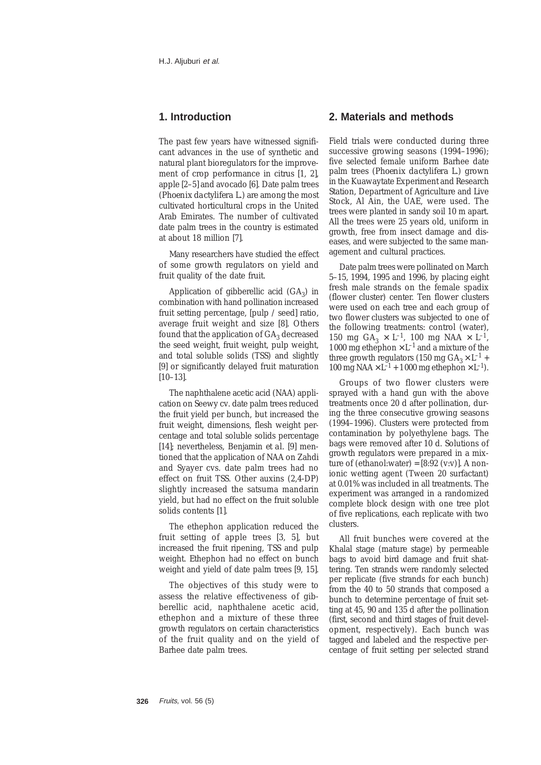## 1. Introduction

The past few years have witnessed significant advances in the use of synthetic and natural plant bioregulators for the improvement of crop performance in citrus [1, 2], apple [2–5] and avocado [6]. Date palm trees (*Phoenix dactylifera* L.) are among the most cultivated horticultural crops in the United Arab Emirates. The number of cultivated date palm trees in the country is estimated at about 18 million [7].

Many researchers have studied the effect of some growth regulators on yield and fruit quality of the date fruit.

Application of gibberellic acid ($GA_3$) in combination with hand pollination increased fruit setting percentage, [pulp / seed] ratio, average fruit weight and size [8]. Others found that the application of $GA_3$ decreased the seed weight, fruit weight, pulp weight, and total soluble solids (TSS) and slightly [9] or significantly delayed fruit maturation [10–13].

The naphthalene acetic acid (NAA) application on Seewy cv. date palm trees reduced the fruit yield per bunch, but increased the fruit weight, dimensions, flesh weight percentage and total soluble solids percentage [14]; nevertheless, Benjamin *et al.* [9] mentioned that the application of NAA on Zahdi and Syayer cvs. date palm trees had no effect on fruit TSS. Other auxins (2,4-DP) slightly increased the satsuma mandarin yield, but had no effect on the fruit soluble solids contents [1].

The ethephon application reduced the fruit setting of apple trees [3, 5], but increased the fruit ripening, TSS and pulp weight. Ethephon had no effect on bunch weight and yield of date palm trees [9, 15].

The objectives of this study were to assess the relative effectiveness of gibberellic acid, naphthalene acetic acid, ethephon and a mixture of these three growth regulators on certain characteristics of the fruit quality and on the yield of Barhee date palm trees.

## 2. Materials and methods

Field trials were conducted during three successive growing seasons (1994–1996); five selected female uniform Barhee date palm trees (*Phoenix dactylifera* L.) grown in the Kuawaytate Experiment and Research Station, Department of Agriculture and Live Stock, Al Ain, the UAE, were used. The trees were planted in sandy soil 10 m apart. All the trees were 25 years old, uniform in growth, free from insect damage and diseases, and were subjected to the same management and cultural practices.

Date palm trees were pollinated on March 5–15, 1994, 1995 and 1996, by placing eight fresh male strands on the female spadix (flower cluster) center. Ten flower clusters were used on each tree and each group of two flower clusters was subjected to one of the following treatments: control (water), 150 mg $GA_3 \times L^{-1}$, 100 mg NAA $\times L^{-1}$, 1000 mg ethephon $\times L^{-1}$ and a mixture of the three growth regulators (150 mg $GA_3 \times L^{-1}$ + 100 mg NAA $\times L^{-1}$ + 1000 mg ethephon $\times L^{-1}$).

Groups of two flower clusters were sprayed with a hand gun with the above treatments once 20 d after pollination, during the three consecutive growing seasons (1994–1996). Clusters were protected from contamination by polyethylene bags. The bags were removed after 10 d. Solutions of growth regulators were prepared in a mixture of (ethanol:water) = [8:92 (v:v)]. A nonionic wetting agent (Tween 20 surfactant) at 0.01% was included in all treatments. The experiment was arranged in a randomized complete block design with one tree plot of five replications, each replicate with two clusters.

All fruit bunches were covered at the Khalal stage (mature stage) by permeable bags to avoid bird damage and fruit shattering. Ten strands were randomly selected per replicate (five strands for each bunch) from the 40 to 50 strands that composed a bunch to determine percentage of fruit setting at 45, 90 and 135 d after the pollination (first, second and third stages of fruit development, respectively). Each bunch was tagged and labeled and the respective percentage of fruit setting per selected strand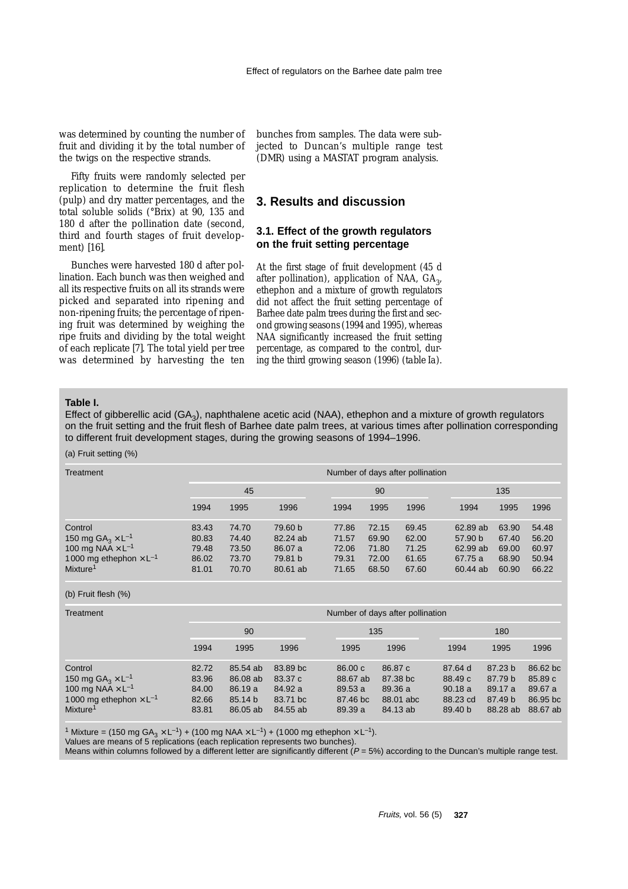was determined by counting the number of fruit and dividing it by the total number of the twigs on the respective strands.

Fifty fruits were randomly selected per replication to determine the fruit flesh (pulp) and dry matter percentages, and the total soluble solids (°Brix) at 90, 135 and 180 d after the pollination date (second, third and fourth stages of fruit development) [16].

Bunches were harvested 180 d after pollination. Each bunch was then weighed and all its respective fruits on all its strands were picked and separated into ripening and non-ripening fruits; the percentage of ripening fruit was determined by weighing the ripe fruits and dividing by the total weight of each replicate [7]. The total yield per tree was determined by harvesting the ten bunches from samples. The data were subjected to Duncan's multiple range test (DMR) using a MASTAT program analysis.

## 3. Results and discussion

### 3.1. Effect of the growth regulators on the fruit setting percentage

At the first stage of fruit development (45 d after pollination), application of NAA, $GA_3$, ethephon and a mixture of growth regulators did not affect the fruit setting percentage of Barhee date palm trees during the first and second growing seasons (1994 and 1995), whereas NAA significantly increased the fruit setting percentage, as compared to the control, during the third growing season (1996) (table Ia).

**Table I.**
Effect of gibberellic acid ($GA_3$), naphthalene acetic acid (NAA), ethephon and a mixture of growth regulators on the fruit setting and the fruit flesh of Barhee date palm trees, at various times after pollination corresponding to different fruit development stages, during the growing seasons of 1994–1996.

(a) Fruit setting (%)

| Treatment | Number of days after pollination | | | | | | | | |
|---|---|---|---|---|---|---|---|---|---|
| | 45 | | | 90 | | | 135 | | |
| | 1994 | 1995 | 1996 | 1994 | 1995 | 1996 | 1994 | 1995 | 1996 |
| Control | 83.43 | 74.70 | 79.60 b | 77.86 | 72.15 | 69.45 | 62.89 ab | 63.90 | 54.48 |
| 150 mg $GA_3 \times L^{-1}$ | 80.83 | 74.40 | 82.24 ab | 71.57 | 69.90 | 62.00 | 57.90 b | 67.40 | 56.20 |
| 100 mg NAA $\times L^{-1}$ | 79.48 | 73.50 | 86.07 a | 72.06 | 71.80 | 71.25 | 62.99 ab | 69.00 | 60.97 |
| 1000 mg ethephon $\times L^{-1}$ | 86.02 | 73.70 | 79.81 b | 79.31 | 72.00 | 61.65 | 67.75 a | 68.90 | 50.94 |
| Mixture[1] | 81.01 | 70.70 | 80.61 ab | 71.65 | 68.50 | 67.60 | 60.44 ab | 60.90 | 66.22 |

(b) Fruit flesh (%)

| Treatment | Number of days after pollination | | | | | | | |
|---|---|---|---|---|---|---|---|---|
| | 90 | | | 135 | | 180 | | |
| | 1994 | 1995 | 1996 | 1995 | 1996 | 1994 | 1995 | 1996 |
| Control | 82.72 | 85.54 ab | 83.89 bc | 86.00 c | 86.87 c | 87.64 d | 87.23 b | 86.62 bc |
| 150 mg $GA_3 \times L^{-1}$ | 83.96 | 86.08 ab | 83.37 c | 88.67 ab | 87.38 bc | 88.49 c | 87.79 b | 85.89 c |
| 100 mg NAA $\times L^{-1}$ | 84.00 | 86.19 a | 84.92 a | 89.53 a | 89.36 a | 90.18 a | 89.17 a | 89.67 a |
| 1000 mg ethephon $\times L^{-1}$ | 82.66 | 85.14 b | 83.71 bc | 87.46 bc | 88.01 abc | 88.23 cd | 87.49 b | 86.95 bc |
| Mixture[1] | 83.81 | 86.05 ab | 84.55 ab | 89.39 a | 84.13 ab | 89.40 b | 88.28 ab | 88.67 ab |

[1] Mixture = (150 mg $GA_3 \times L^{-1}$) + (100 mg NAA $\times L^{-1}$) + (1000 mg ethephon $\times L^{-1}$).
Values are means of 5 replications (each replication represents two bunches).
Means within columns followed by a different letter are significantly different ($P$ = 5%) according to the Duncan's multiple range test.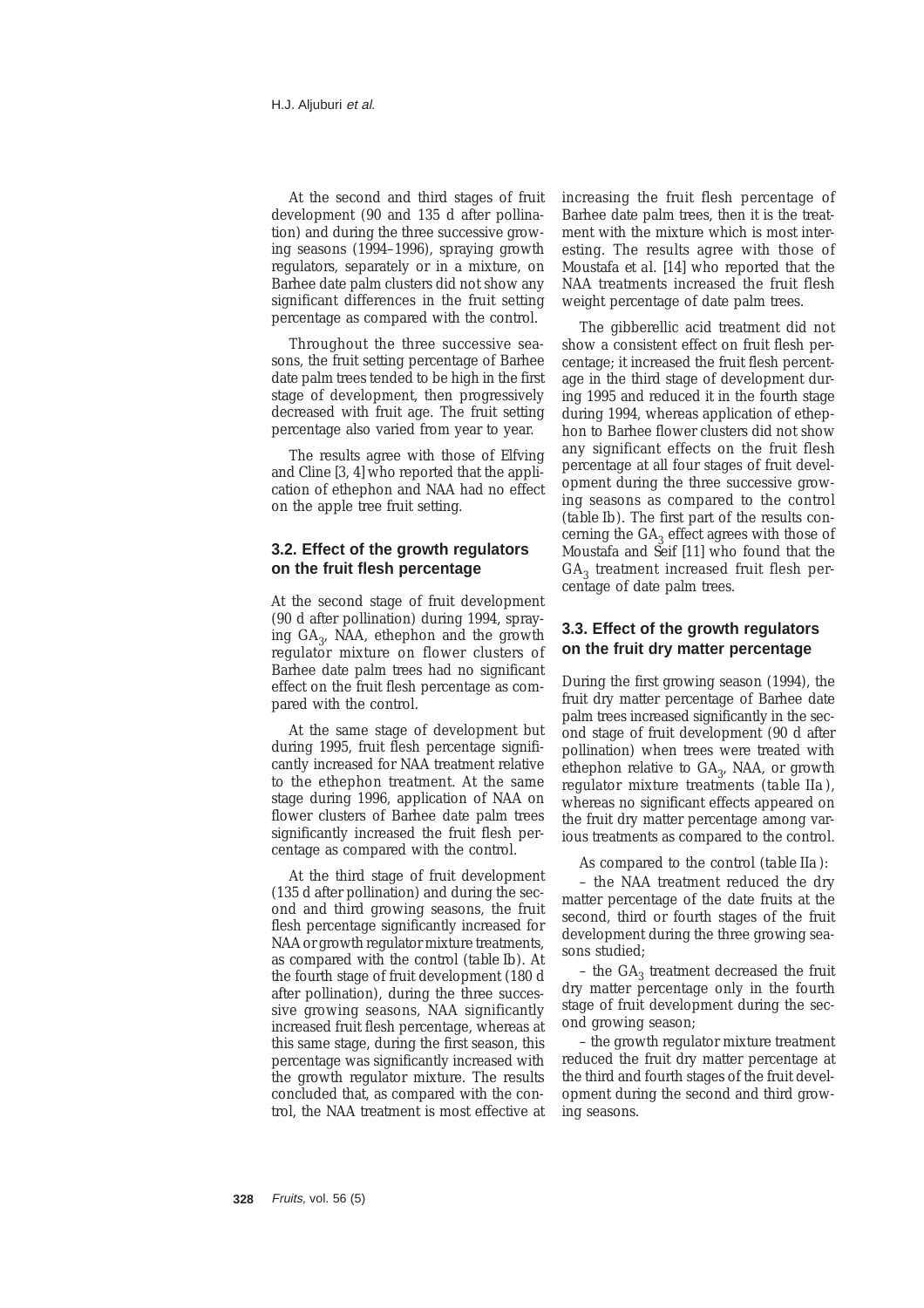At the second and third stages of fruit development (90 and 135 d after pollination) and during the three successive growing seasons (1994–1996), spraying growth regulators, separately or in a mixture, on Barhee date palm clusters did not show any significant differences in the fruit setting percentage as compared with the control.

Throughout the three successive seasons, the fruit setting percentage of Barhee date palm trees tended to be high in the first stage of development, then progressively decreased with fruit age. The fruit setting percentage also varied from year to year.

The results agree with those of Elfving and Cline [3, 4] who reported that the application of ethephon and NAA had no effect on the apple tree fruit setting.

### 3.2. Effect of the growth regulators on the fruit flesh percentage

At the second stage of fruit development (90 d after pollination) during 1994, spraying $GA_3$, NAA, ethephon and the growth regulator mixture on flower clusters of Barhee date palm trees had no significant effect on the fruit flesh percentage as compared with the control.

At the same stage of development but during 1995, fruit flesh percentage significantly increased for NAA treatment relative to the ethephon treatment. At the same stage during 1996, application of NAA on flower clusters of Barhee date palm trees significantly increased the fruit flesh percentage as compared with the control.

At the third stage of fruit development (135 d after pollination) and during the second and third growing seasons, the fruit flesh percentage significantly increased for NAA or growth regulator mixture treatments, as compared with the control (*table Ib*). At the fourth stage of fruit development (180 d after pollination), during the three successive growing seasons, NAA significantly increased fruit flesh percentage, whereas at this same stage, during the first season, this percentage was significantly increased with the growth regulator mixture. The results concluded that, as compared with the control, the NAA treatment is most effective at increasing the fruit flesh percentage of Barhee date palm trees, then it is the treatment with the mixture which is most interesting. The results agree with those of Moustafa et al. [14] who reported that the NAA treatments increased the fruit flesh weight percentage of date palm trees.

The gibberellic acid treatment did not show a consistent effect on fruit flesh percentage; it increased the fruit flesh percentage in the third stage of development during 1995 and reduced it in the fourth stage during 1994, whereas application of ethephon to Barhee flower clusters did not show any significant effects on the fruit flesh percentage at all four stages of fruit development during the three successive growing seasons as compared to the control (*table Ib*). The first part of the results concerning the $GA_3$ effect agrees with those of Moustafa and Seif [11] who found that the $GA_3$ treatment increased fruit flesh percentage of date palm trees.

### 3.3. Effect of the growth regulators on the fruit dry matter percentage

During the first growing season (1994), the fruit dry matter percentage of Barhee date palm trees increased significantly in the second stage of fruit development (90 d after pollination) when trees were treated with ethephon relative to $GA_3$, NAA, or growth regulator mixture treatments (*table IIa*), whereas no significant effects appeared on the fruit dry matter percentage among various treatments as compared to the control.

As compared to the control (*table IIa*):

– the NAA treatment reduced the dry matter percentage of the date fruits at the second, third or fourth stages of the fruit development during the three growing seasons studied;

– the $GA_3$ treatment decreased the fruit dry matter percentage only in the fourth stage of fruit development during the second growing season;

– the growth regulator mixture treatment reduced the fruit dry matter percentage at the third and fourth stages of the fruit development during the second and third growing seasons.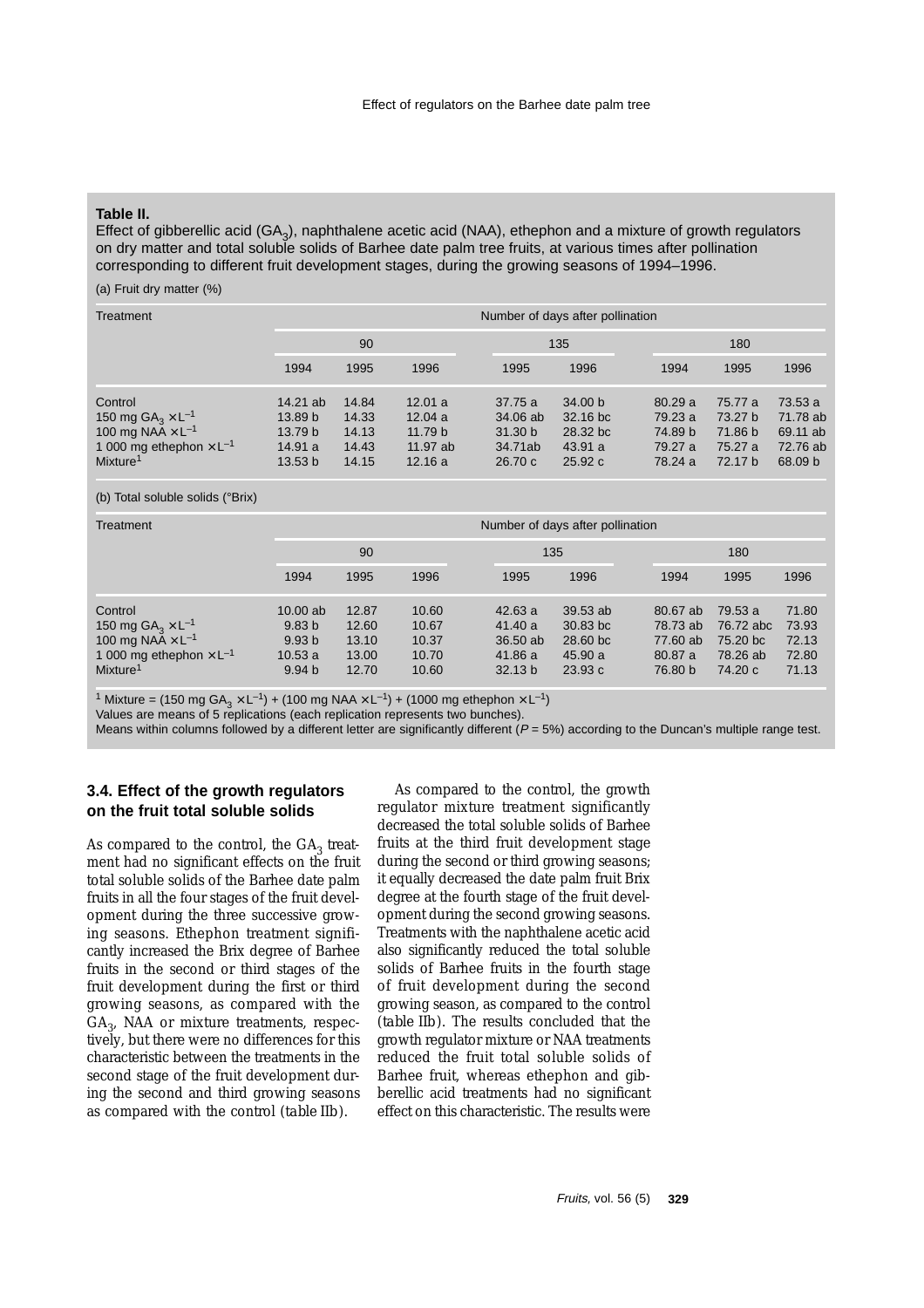**Table II.**
Effect of gibberellic acid ($GA_3$), naphthalene acetic acid (NAA), ethephon and a mixture of growth regulators on dry matter and total soluble solids of Barhee date palm tree fruits, at various times after pollination corresponding to different fruit development stages, during the growing seasons of 1994–1996.

(a) Fruit dry matter (%)

| Treatment | Number of days after pollination | | | | | | | |
|---|---|---|---|---|---|---|---|---|
| | 90 | | | 135 | | 180 | | |
| | 1994 | 1995 | 1996 | 1995 | 1996 | 1994 | 1995 | 1996 |
| Control | 14.21 ab | 14.84 | 12.01 a | 37.75 a | 34.00 b | 80.29 a | 75.77 a | 73.53 a |
| 150 mg $GA_3 \times L^{-1}$ | 13.89 b | 14.33 | 12.04 a | 34.06 ab | 32.16 bc | 79.23 a | 73.27 b | 71.78 ab |
| 100 mg NAA $\times L^{-1}$ | 13.79 b | 14.13 | 11.79 b | 31.30 b | 28.32 bc | 74.89 b | 71.86 b | 69.11 ab |
| 1 000 mg ethephon $\times L^{-1}$ | 14.91 a | 14.43 | 11.97 ab | 34.71ab | 43.91 a | 79.27 a | 75.27 a | 72.76 ab |
| Mixture[1] | 13.53 b | 14.15 | 12.16 a | 26.70 c | 25.92 c | 78.24 a | 72.17 b | 68.09 b |

(b) Total soluble solids (°Brix)

| Treatment | Number of days after pollination | | | | | | | |
|---|---|---|---|---|---|---|---|---|
| | 90 | | | 135 | | 180 | | |
| | 1994 | 1995 | 1996 | 1995 | 1996 | 1994 | 1995 | 1996 |
| Control | 10.00 ab | 12.87 | 10.60 | 42.63 a | 39.53 ab | 80.67 ab | 79.53 a | 71.80 |
| 150 mg $GA_3 \times L^{-1}$ | 9.83 b | 12.60 | 10.67 | 41.40 a | 30.83 bc | 78.73 ab | 76.72 abc | 73.93 |
| 100 mg NAA $\times L^{-1}$ | 9.93 b | 13.10 | 10.37 | 36.50 ab | 28.60 bc | 77.60 ab | 75.20 bc | 72.13 |
| 1 000 mg ethephon $\times L^{-1}$ | 10.53 a | 13.00 | 10.70 | 41.86 a | 45.90 a | 80.87 a | 78.26 ab | 72.80 |
| Mixture[1] | 9.94 b | 12.70 | 10.60 | 32.13 b | 23.93 c | 76.80 b | 74.20 c | 71.13 |

[1] Mixture = (150 mg $GA_3 \times L^{-1}$) + (100 mg NAA $\times L^{-1}$) + (1000 mg ethephon $\times L^{-1}$)
Values are means of 5 replications (each replication represents two bunches).
Means within columns followed by a different letter are significantly different ($P$ = 5%) according to the Duncan's multiple range test.

### 3.4. Effect of the growth regulators on the fruit total soluble solids

As compared to the control, the $GA_3$ treatment had no significant effects on the fruit total soluble solids of the Barhee date palm fruits in all the four stages of the fruit development during the three successive growing seasons. Ethephon treatment significantly increased the Brix degree of Barhee fruits in the second or third stages of the fruit development during the first or third growing seasons, as compared with the $GA_3$, NAA or mixture treatments, respectively, but there were no differences for this characteristic between the treatments in the second stage of the fruit development during the second and third growing seasons as compared with the control (table IIb).

As compared to the control, the growth regulator mixture treatment significantly decreased the total soluble solids of Barhee fruits at the third fruit development stage during the second or third growing seasons; it equally decreased the date palm fruit Brix degree at the fourth stage of the fruit development during the second growing seasons. Treatments with the naphthalene acetic acid also significantly reduced the total soluble solids of Barhee fruits in the fourth stage of fruit development during the second growing season, as compared to the control (table IIb). The results concluded that the growth regulator mixture or NAA treatments reduced the fruit total soluble solids of Barhee fruit, whereas ethephon and gibberellic acid treatments had no significant effect on this characteristic. The results were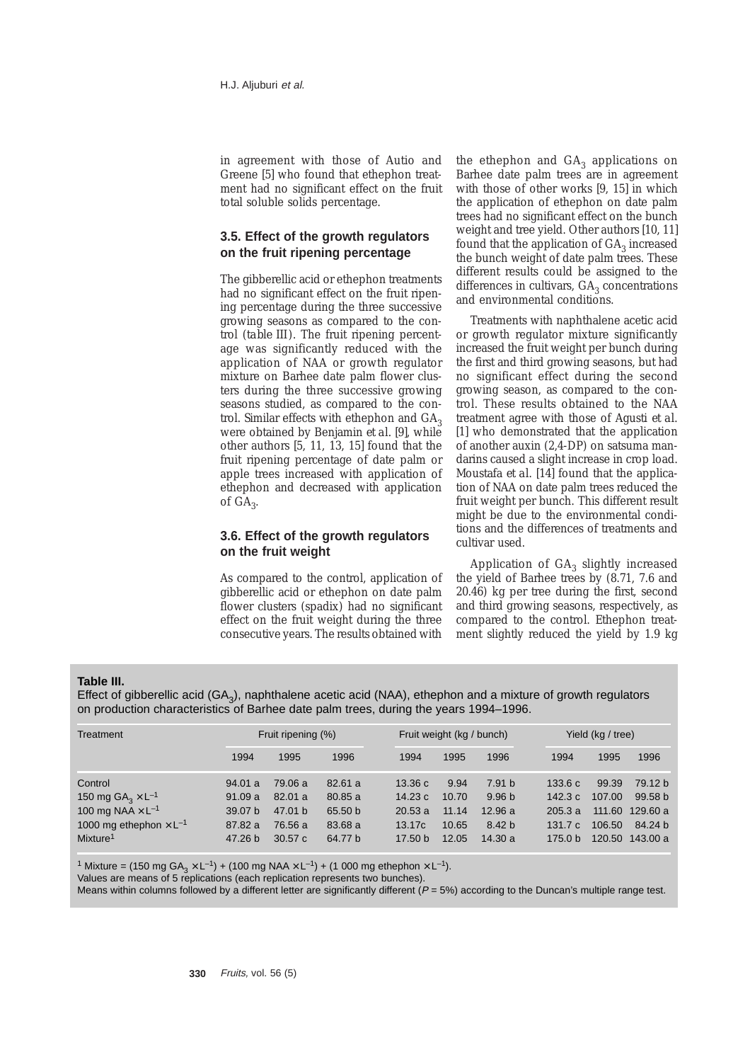in agreement with those of Autio and Greene [5] who found that ethephon treatment had no significant effect on the fruit total soluble solids percentage.

### 3.5. Effect of the growth regulators on the fruit ripening percentage

The gibberellic acid or ethephon treatments had no significant effect on the fruit ripening percentage during the three successive growing seasons as compared to the control (table III). The fruit ripening percentage was significantly reduced with the application of NAA or growth regulator mixture on Barhee date palm flower clusters during the three successive growing seasons studied, as compared to the control. Similar effects with ethephon and $GA_3$ were obtained by Benjamin et al. [9], while other authors [5, 11, 13, 15] found that the fruit ripening percentage of date palm or apple trees increased with application of ethephon and decreased with application of $GA_3$.

### 3.6. Effect of the growth regulators on the fruit weight

As compared to the control, application of gibberellic acid or ethephon on date palm flower clusters (spadix) had no significant effect on the fruit weight during the three consecutive years. The results obtained with the ethephon and $GA_3$ applications on Barhee date palm trees are in agreement with those of other works [9, 15] in which the application of ethephon on date palm trees had no significant effect on the bunch weight and tree yield. Other authors [10, 11] found that the application of $GA_3$ increased the bunch weight of date palm trees. These different results could be assigned to the differences in cultivars, $GA_3$ concentrations and environmental conditions.

Treatments with naphthalene acetic acid or growth regulator mixture significantly increased the fruit weight per bunch during the first and third growing seasons, but had no significant effect during the second growing season, as compared to the control. These results obtained to the NAA treatment agree with those of Agusti et al. [1] who demonstrated that the application of another auxin (2,4-DP) on satsuma mandarins caused a slight increase in crop load. Moustafa et al. [14] found that the application of NAA on date palm trees reduced the fruit weight per bunch. This different result might be due to the environmental conditions and the differences of treatments and cultivar used.

Application of $GA_3$ slightly increased the yield of Barhee trees by (8.71, 7.6 and 20.46) kg per tree during the first, second and third growing seasons, respectively, as compared to the control. Ethephon treatment slightly reduced the yield by 1.9 kg

**Table III.**
Effect of gibberellic acid ($GA_3$), naphthalene acetic acid (NAA), ethephon and a mixture of growth regulators on production characteristics of Barhee date palm trees, during the years 1994–1996.

| Treatment | Fruit ripening (%) | | | Fruit weight (kg / bunch) | | | Yield (kg / tree) | | |
|---|---|---|---|---|---|---|---|---|---|
| | 1994 | 1995 | 1996 | 1994 | 1995 | 1996 | 1994 | 1995 | 1996 |
| Control | 94.01 a | 79.06 a | 82.61 a | 13.36 c | 9.94 | 7.91 b | 133.6 c | 99.39 | 79.12 b |
| 150 mg $GA_3 \times L^{-1}$ | 91.09 a | 82.01 a | 80.85 a | 14.23 c | 10.70 | 9.96 b | 142.3 c | 107.00 | 99.58 b |
| 100 mg NAA $\times L^{-1}$ | 39.07 b | 47.01 b | 65.50 b | 20.53 a | 11.14 | 12.96 a | 205.3 a | 111.60 | 129.60 a |
| 1000 mg ethephon $\times L^{-1}$ | 87.82 a | 76.56 a | 83.68 a | 13.17c | 10.65 | 8.42 b | 131.7 c | 106.50 | 84.24 b |
| Mixture[1] | 47.26 b | 30.57 c | 64.77 b | 17.50 b | 12.05 | 14.30 a | 175.0 b | 120.50 | 143.00 a |

[1] Mixture = (150 mg $GA_3 \times L^{-1}$) + (100 mg NAA $\times L^{-1}$) + (1 000 mg ethephon $\times L^{-1}$).
Values are means of 5 replications (each replication represents two bunches).
Means within columns followed by a different letter are significantly different ($P$ = 5%) according to the Duncan's multiple range test.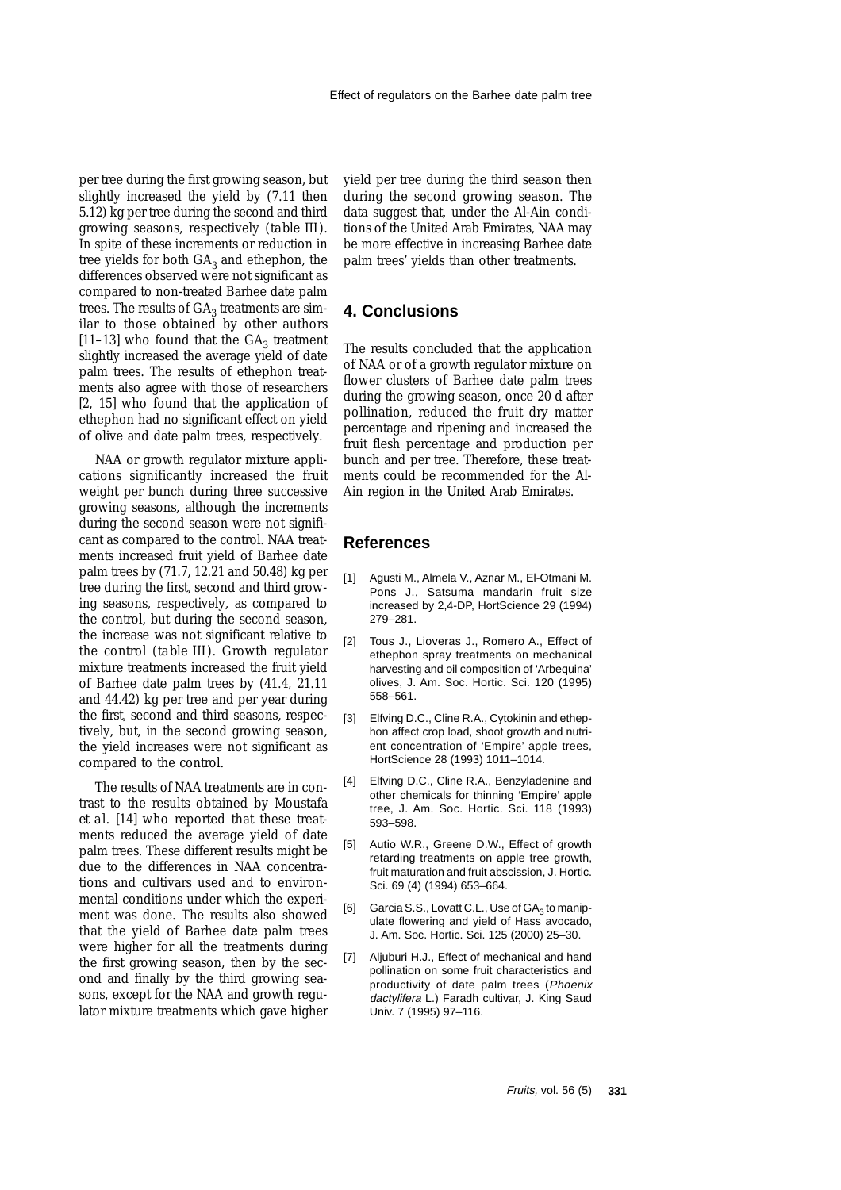per tree during the first growing season, but slightly increased the yield by (7.11 then 5.12) kg per tree during the second and third growing seasons, respectively (table III). In spite of these increments or reduction in tree yields for both $GA_3$ and ethephon, the differences observed were not significant as compared to non-treated Barhee date palm trees. The results of $GA_3$ treatments are similar to those obtained by other authors [11–13] who found that the $GA_3$ treatment slightly increased the average yield of date palm trees. The results of ethephon treatments also agree with those of researchers [2, 15] who found that the application of ethephon had no significant effect on yield of olive and date palm trees, respectively.

NAA or growth regulator mixture applications significantly increased the fruit weight per bunch during three successive growing seasons, although the increments during the second season were not significant as compared to the control. NAA treatments increased fruit yield of Barhee date palm trees by (71.7, 12.21 and 50.48) kg per tree during the first, second and third growing seasons, respectively, as compared to the control, but during the second season, the increase was not significant relative to the control (table III). Growth regulator mixture treatments increased the fruit yield of Barhee date palm trees by (41.4, 21.11 and 44.42) kg per tree and per year during the first, second and third seasons, respectively, but, in the second growing season, the yield increases were not significant as compared to the control.

The results of NAA treatments are in contrast to the results obtained by Moustafa et al. [14] who reported that these treatments reduced the average yield of date palm trees. These different results might be due to the differences in NAA concentrations and cultivars used and to environmental conditions under which the experiment was done. The results also showed that the yield of Barhee date palm trees were higher for all the treatments during the first growing season, then by the second and finally by the third growing seasons, except for the NAA and growth regulator mixture treatments which gave higher yield per tree during the third season then during the second growing season. The data suggest that, under the Al-Ain conditions of the United Arab Emirates, NAA may be more effective in increasing Barhee date palm trees' yields than other treatments.

## 4. Conclusions

The results concluded that the application of NAA or of a growth regulator mixture on flower clusters of Barhee date palm trees during the growing season, once 20 d after pollination, reduced the fruit dry matter percentage and ripening and increased the fruit flesh percentage and production per bunch and per tree. Therefore, these treatments could be recommended for the Al-Ain region in the United Arab Emirates.

## References

[1] Agusti M., Almela V., Aznar M., El-Otmani M. Pons J., Satsuma mandarin fruit size increased by 2,4-DP, HortScience 29 (1994) 279–281.

[2] Tous J., Lioveras J., Romero A., Effect of ethephon spray treatments on mechanical harvesting and oil composition of 'Arbequina' olives, J. Am. Soc. Hortic. Sci. 120 (1995) 558–561.

[3] Elfving D.C., Cline R.A., Cytokinin and ethephon affect crop load, shoot growth and nutrient concentration of 'Empire' apple trees, HortScience 28 (1993) 1011–1014.

[4] Elfving D.C., Cline R.A., Benzyladenine and other chemicals for thinning 'Empire' apple tree, J. Am. Soc. Hortic. Sci. 118 (1993) 593–598.

[5] Autio W.R., Greene D.W., Effect of growth retarding treatments on apple tree growth, fruit maturation and fruit abscission, J. Hortic. Sci. 69 (4) (1994) 653–664.

[6] Garcia S.S., Lovatt C.L., Use of $GA_3$ to manipulate flowering and yield of Hass avocado, J. Am. Soc. Hortic. Sci. 125 (2000) 25–30.

[7] Aljuburi H.J., Effect of mechanical and hand pollination on some fruit characteristics and productivity of date palm trees (*Phoenix dactylifera* L.) Faradh cultivar, J. King Saud Univ. 7 (1995) 97–116.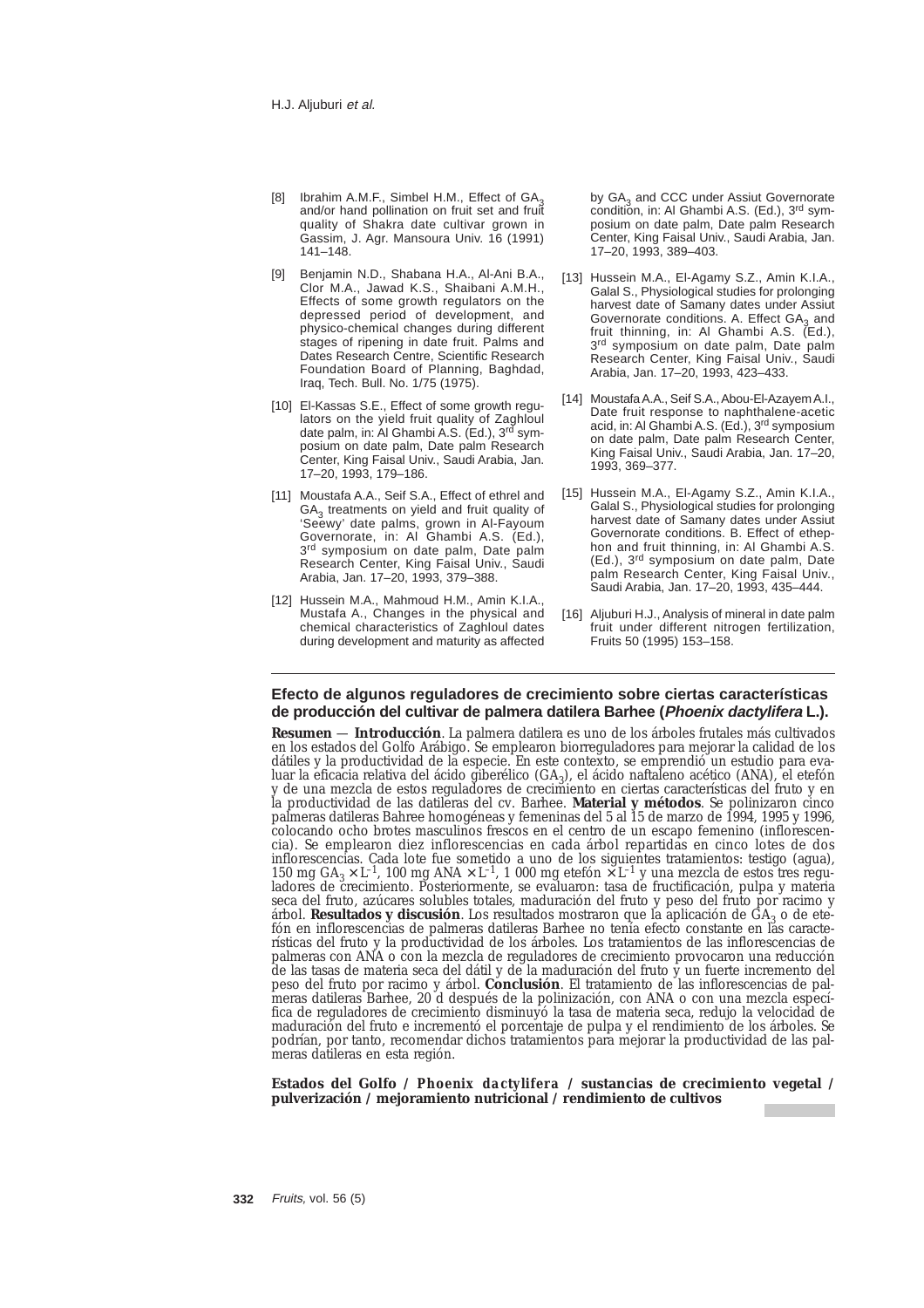[8] Ibrahim A.M.F., Simbel H.M., Effect of $GA_3$ and/or hand pollination on fruit set and fruit quality of Shakra date cultivar grown in Gassim, J. Agr. Mansoura Univ. 16 (1991) 141–148.

[9] Benjamin N.D., Shabana H.A., Al-Ani B.A., Clor M.A., Jawad K.S., Shaibani A.M.H., Effects of some growth regulators on the depressed period of development, and physico-chemical changes during different stages of ripening in date fruit. Palms and Dates Research Centre, Scientific Research Foundation Board of Planning, Baghdad, Iraq, Tech. Bull. No. 1/75 (1975).

[10] El-Kassas S.E., Effect of some growth regulators on the yield fruit quality of Zaghloul date palm, in: Al Ghambi A.S. (Ed.), 3rd symposium on date palm, Date palm Research Center, King Faisal Univ., Saudi Arabia, Jan. 17–20, 1993, 179–186.

[11] Moustafa A.A., Seif S.A., Effect of ethrel and $GA_3$ treatments on yield and fruit quality of 'Seewy' date palms, grown in Al-Fayoum Governorate, in: Al Ghambi A.S. (Ed.), 3rd symposium on date palm, Date palm Research Center, King Faisal Univ., Saudi Arabia, Jan. 17–20, 1993, 379–388.

[12] Hussein M.A., Mahmoud H.M., Amin K.I.A., Mustafa A., Changes in the physical and chemical characteristics of Zaghloul dates during development and maturity as affected by $GA_3$ and CCC under Assiut Governorate condition, in: Al Ghambi A.S. (Ed.), 3rd symposium on date palm, Date palm Research Center, King Faisal Univ., Saudi Arabia, Jan. 17–20, 1993, 389–403.

[13] Hussein M.A., El-Agamy S.Z., Amin K.I.A., Galal S., Physiological studies for prolonging harvest date of Samany dates under Assiut Governorate conditions. A. Effect $GA_3$ and fruit thinning, in: Al Ghambi A.S. (Ed.), 3rd symposium on date palm, Date palm Research Center, King Faisal Univ., Saudi Arabia, Jan. 17–20, 1993, 423–433.

[14] Moustafa A.A., Seif S.A., Abou-El-Azayem A.I., Date fruit response to naphthalene-acetic acid, in: Al Ghambi A.S. (Ed.), 3rd symposium on date palm, Date palm Research Center, King Faisal Univ., Saudi Arabia, Jan. 17–20, 1993, 369–377.

[15] Hussein M.A., El-Agamy S.Z., Amin K.I.A., Galal S., Physiological studies for prolonging harvest date of Samany dates under Assiut Governorate conditions. B. Effect of ethephon and fruit thinning, in: Al Ghambi A.S. (Ed.), 3rd symposium on date palm, Date palm Research Center, King Faisal Univ., Saudi Arabia, Jan. 17–20, 1993, 435–444.

[16] Aljuburi H.J., Analysis of mineral in date palm fruit under different nitrogen fertilization, Fruits 50 (1995) 153–158.

## Efecto de algunos reguladores de crecimiento sobre ciertas características de producción del cultivar de palmera datilera Barhee (*Phoenix dactylifera* L.).

**Resumen** — **Introducción**. La palmera datilera es uno de los árboles frutales más cultivados en los estados del Golfo Arábigo. Se emplearon biorreguladores para mejorar la calidad de los dátiles y la productividad de la especie. En este contexto, se emprendió un estudio para evaluar la eficacia relativa del ácido giberélico ($GA_3$), el ácido naftaleno acético (ANA), el etefón y de una mezcla de estos reguladores de crecimiento en ciertas características del fruto y en la productividad de las datileras del cv. Barhee. **Material y métodos**. Se polinizaron cinco palmeras datileras Bahree homogéneas y femeninas del 5 al 15 de marzo de 1994, 1995 y 1996, colocando ocho brotes masculinos frescos en el centro de un escapo femenino (inflorescencia). Se emplearon diez inflorescencias en cada árbol repartidas en cinco lotes de dos inflorescencias. Cada lote fue sometido a uno de los siguientes tratamientos: testigo (agua), 150 mg $GA_3 \times L^{-1}$, 100 mg ANA $\times L^{-1}$, 1 000 mg etefón $\times L^{-1}$ y una mezcla de estos tres reguladores de crecimiento. Posteriormente, se evaluaron: tasa de fructificación, pulpa y materia seca del fruto, azúcares solubles totales, maduración del fruto y peso del fruto por racimo y árbol. **Resultados y discusión**. Los resultados mostraron que la aplicación de $GA_3$ o de etefón en inflorescencias de palmeras datileras Barhee no tenía efecto constante en las características del fruto y la productividad de los árboles. Los tratamientos de las inflorescencias de palmeras con ANA o con la mezcla de reguladores de crecimiento provocaron una reducción de las tasas de materia seca del dátil y de la maduración del fruto y un fuerte incremento del peso del fruto por racimo y árbol. **Conclusión**. El tratamiento de las inflorescencias de palmeras datileras Barhee, 20 d después de la polinización, con ANA o con una mezcla específica de reguladores de crecimiento disminuyó la tasa de materia seca, redujo la velocidad de maduración del fruto e incrementó el porcentaje de pulpa y el rendimiento de los árboles. Se podrían, por tanto, recomendar dichos tratamientos para mejorar la productividad de las palmeras datileras en esta región.

**Estados del Golfo / *Phoenix dactylifera* / sustancias de crecimiento vegetal / pulverización / mejoramiento nutricional / rendimiento de cultivos**